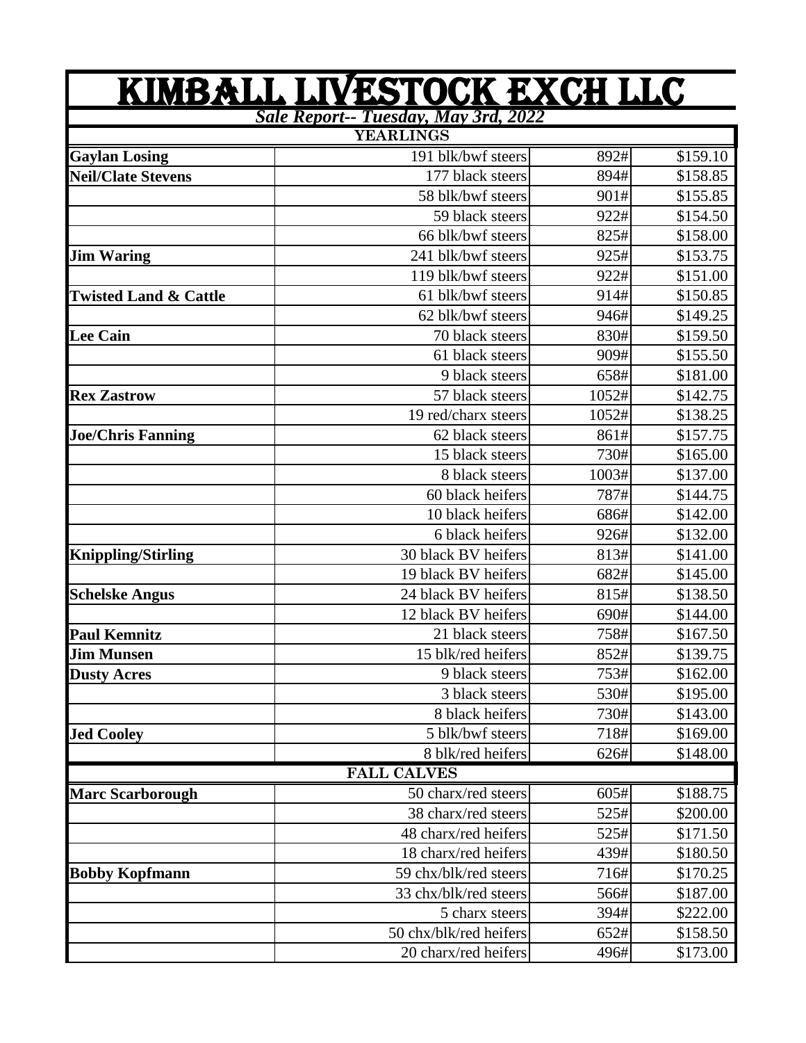# KIMBALL LIVESTOCK EXCH LLC

***Sale Report-- Tuesday, May 3rd, 2022***

| | | | |
|---|---|---|---|
| | **YEARLINGS** | | |
| **Gaylan Losing** | 191 blk/bwf steers | 892# | $159.10 |
| **Neil/Clate Stevens** | 177 black steers | 894# | $158.85 |
| | 58 blk/bwf steers | 901# | $155.85 |
| | 59 black steers | 922# | $154.50 |
| | 66 blk/bwf steers | 825# | $158.00 |
| **Jim Waring** | 241 blk/bwf steers | 925# | $153.75 |
| | 119 blk/bwf steers | 922# | $151.00 |
| **Twisted Land & Cattle** | 61 blk/bwf steers | 914# | $150.85 |
| | 62 blk/bwf steers | 946# | $149.25 |
| **Lee Cain** | 70 black steers | 830# | $159.50 |
| | 61 black steers | 909# | $155.50 |
| | 9 black steers | 658# | $181.00 |
| **Rex Zastrow** | 57 black steers | 1052# | $142.75 |
| | 19 red/charx steers | 1052# | $138.25 |
| **Joe/Chris Fanning** | 62 black steers | 861# | $157.75 |
| | 15 black steers | 730# | $165.00 |
| | 8 black steers | 1003# | $137.00 |
| | 60 black heifers | 787# | $144.75 |
| | 10 black heifers | 686# | $142.00 |
| | 6 black heifers | 926# | $132.00 |
| **Knippling/Stirling** | 30 black BV heifers | 813# | $141.00 |
| | 19 black BV heifers | 682# | $145.00 |
| **Schelske Angus** | 24 black BV heifers | 815# | $138.50 |
| | 12 black BV heifers | 690# | $144.00 |
| **Paul Kemnitz** | 21 black steers | 758# | $167.50 |
| **Jim Munsen** | 15 blk/red heifers | 852# | $139.75 |
| **Dusty Acres** | 9 black steers | 753# | $162.00 |
| | 3 black steers | 530# | $195.00 |
| | 8 black heifers | 730# | $143.00 |
| **Jed Cooley** | 5 blk/bwf steers | 718# | $169.00 |
| | 8 blk/red heifers | 626# | $148.00 |
| | **FALL CALVES** | | |
| **Marc Scarborough** | 50 charx/red steers | 605# | $188.75 |
| | 38 charx/red steers | 525# | $200.00 |
| | 48 charx/red heifers | 525# | $171.50 |
| | 18 charx/red heifers | 439# | $180.50 |
| **Bobby Kopfmann** | 59 chx/blk/red steers | 716# | $170.25 |
| | 33 chx/blk/red steers | 566# | $187.00 |
| | 5 charx steers | 394# | $222.00 |
| | 50 chx/blk/red heifers | 652# | $158.50 |
| | 20 charx/red heifers | 496# | $173.00 |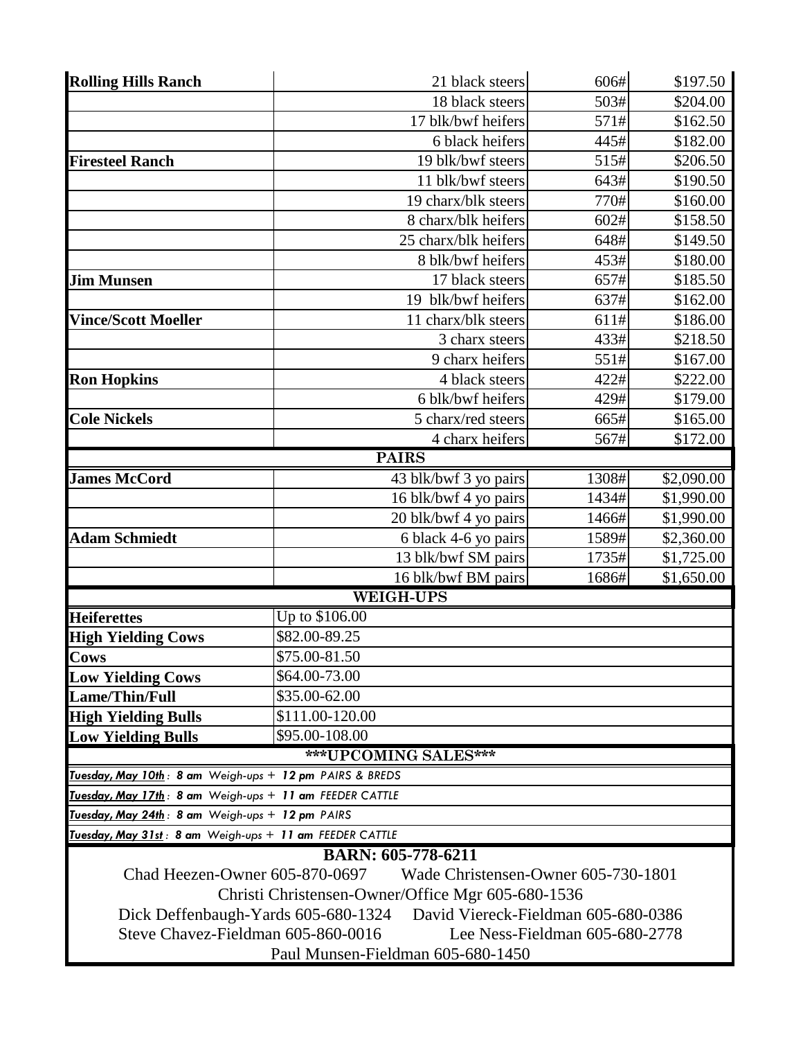| | | | |
|---|---|---|---|
| **Rolling Hills Ranch** | 21 black steers | 606# | $197.50 |
| | 18 black steers | 503# | $204.00 |
| | 17 blk/bwf heifers | 571# | $162.50 |
| | 6 black heifers | 445# | $182.00 |
| **Firesteel Ranch** | 19 blk/bwf steers | 515# | $206.50 |
| | 11 blk/bwf steers | 643# | $190.50 |
| | 19 charx/blk steers | 770# | $160.00 |
| | 8 charx/blk heifers | 602# | $158.50 |
| | 25 charx/blk heifers | 648# | $149.50 |
| | 8 blk/bwf heifers | 453# | $180.00 |
| **Jim Munsen** | 17 black steers | 657# | $185.50 |
| | 19 blk/bwf heifers | 637# | $162.00 |
| **Vince/Scott Moeller** | 11 charx/blk steers | 611# | $186.00 |
| | 3 charx steers | 433# | $218.50 |
| | 9 charx heifers | 551# | $167.00 |
| **Ron Hopkins** | 4 black steers | 422# | $222.00 |
| | 6 blk/bwf heifers | 429# | $179.00 |
| **Cole Nickels** | 5 charx/red steers | 665# | $165.00 |
| | 4 charx heifers | 567# | $172.00 |

**PAIRS**

| | | | |
|---|---|---|---|
| **James McCord** | 43 blk/bwf 3 yo pairs | 1308# | $2,090.00 |
| | 16 blk/bwf 4 yo pairs | 1434# | $1,990.00 |
| | 20 blk/bwf 4 yo pairs | 1466# | $1,990.00 |
| **Adam Schmiedt** | 6 black 4-6 yo pairs | 1589# | $2,360.00 |
| | 13 blk/bwf SM pairs | 1735# | $1,725.00 |
| | 16 blk/bwf BM pairs | 1686# | $1,650.00 |

**WEIGH-UPS**

| | |
|---|---|
| **Heiferettes** | Up to $106.00 |
| **High Yielding Cows** | $82.00-89.25 |
| **Cows** | $75.00-81.50 |
| **Low Yielding Cows** | $64.00-73.00 |
| **Lame/Thin/Full** | $35.00-62.00 |
| **High Yielding Bulls** | $111.00-120.00 |
| **Low Yielding Bulls** | $95.00-108.00 |

**\*\*\*UPCOMING SALES\*\*\***

***Tuesday, May 10th*: 8 am** *Weigh-ups +* **12 pm** *PAIRS & BREDS*

***Tuesday, May 17th*: 8 am** *Weigh-ups +* **11 am** *FEEDER CATTLE*

***Tuesday, May 24th*: 8 am** *Weigh-ups +* **12 pm** *PAIRS*

***Tuesday, May 31st*: 8 am** *Weigh-ups +* **11 am** *FEEDER CATTLE*

**BARN: 605-778-6211**

Chad Heezen-Owner 605-870-0697 Wade Christensen-Owner 605-730-1801

Christi Christensen-Owner/Office Mgr 605-680-1536

Dick Deffenbaugh-Yards 605-680-1324 David Viereck-Fieldman 605-680-0386

Steve Chavez-Fieldman 605-860-0016 Lee Ness-Fieldman 605-680-2778

Paul Munsen-Fieldman 605-680-1450